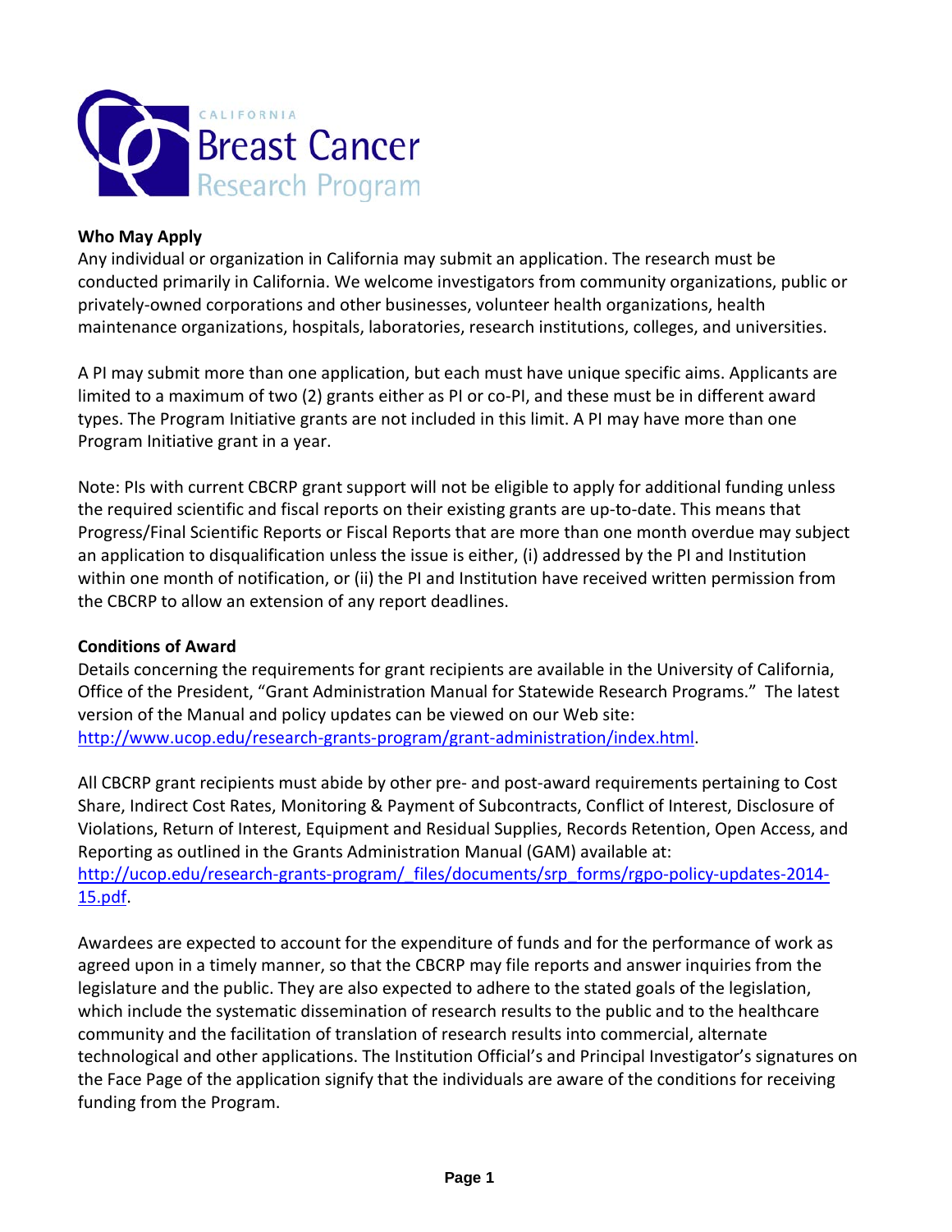California Breast Cancer Research Program

**Who May Apply**

Any individual or organization in California may submit an application. The research must be conducted primarily in California. We welcome investigators from community organizations, public or privately-owned corporations and other businesses, volunteer health organizations, health maintenance organizations, hospitals, laboratories, research institutions, colleges, and universities.

A PI may submit more than one application, but each must have unique specific aims. Applicants are limited to a maximum of two (2) grants either as PI or co-PI, and these must be in different award types. The Program Initiative grants are not included in this limit. A PI may have more than one Program Initiative grant in a year.

Note: PIs with current CBCRP grant support will not be eligible to apply for additional funding unless the required scientific and fiscal reports on their existing grants are up-to-date. This means that Progress/Final Scientific Reports or Fiscal Reports that are more than one month overdue may subject an application to disqualification unless the issue is either, (i) addressed by the PI and Institution within one month of notification, or (ii) the PI and Institution have received written permission from the CBCRP to allow an extension of any report deadlines.

**Conditions of Award**

Details concerning the requirements for grant recipients are available in the University of California, Office of the President, "Grant Administration Manual for Statewide Research Programs." The latest version of the Manual and policy updates can be viewed on our Web site: http://www.ucop.edu/research-grants-program/grant-administration/index.html.

All CBCRP grant recipients must abide by other pre- and post-award requirements pertaining to Cost Share, Indirect Cost Rates, Monitoring & Payment of Subcontracts, Conflict of Interest, Disclosure of Violations, Return of Interest, Equipment and Residual Supplies, Records Retention, Open Access, and Reporting as outlined in the Grants Administration Manual (GAM) available at: http://ucop.edu/research-grants-program/_files/documents/srp_forms/rgpo-policy-updates-2014-15.pdf.

Awardees are expected to account for the expenditure of funds and for the performance of work as agreed upon in a timely manner, so that the CBCRP may file reports and answer inquiries from the legislature and the public. They are also expected to adhere to the stated goals of the legislation, which include the systematic dissemination of research results to the public and to the healthcare community and the facilitation of translation of research results into commercial, alternate technological and other applications. The Institution Official's and Principal Investigator's signatures on the Face Page of the application signify that the individuals are aware of the conditions for receiving funding from the Program.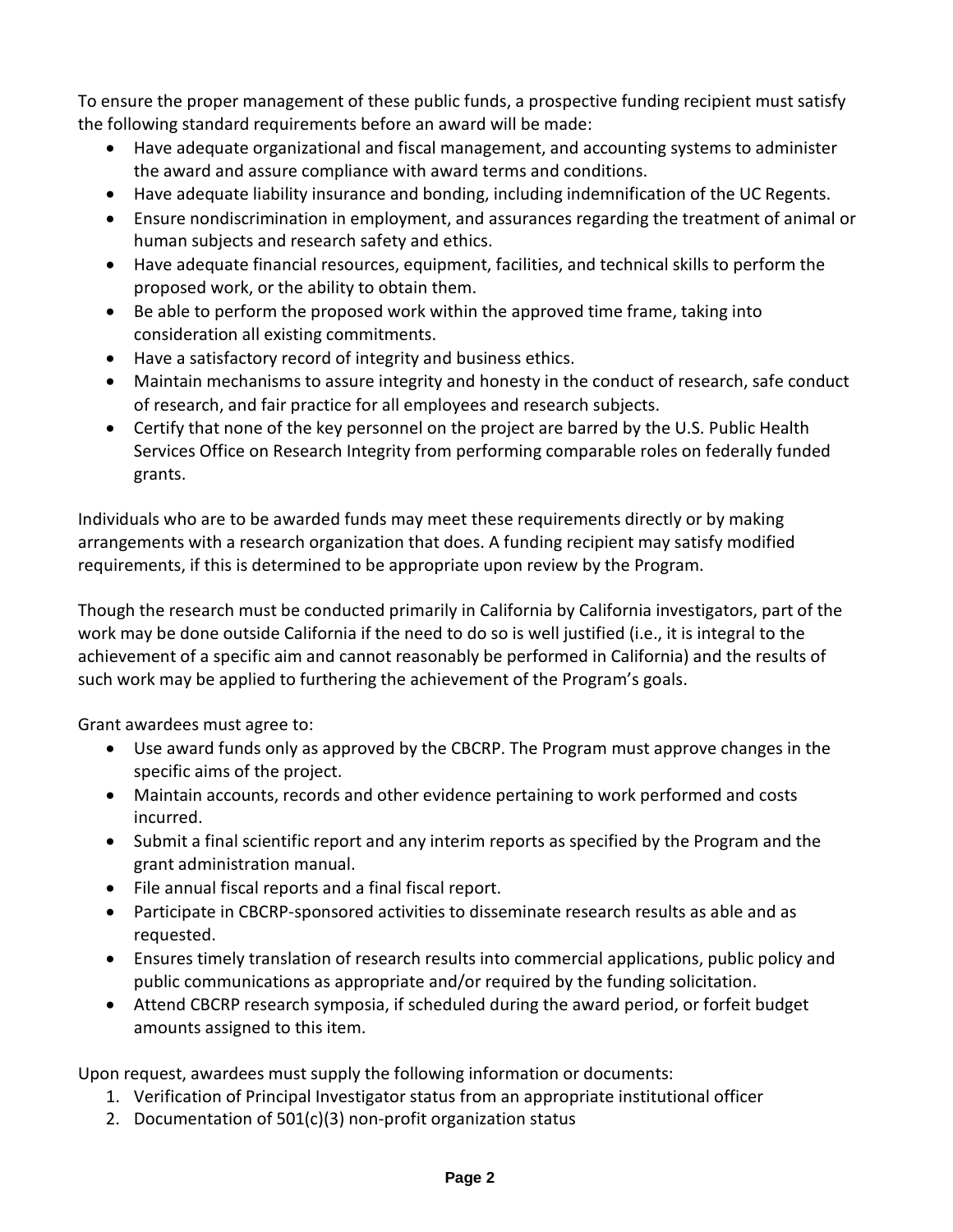To ensure the proper management of these public funds, a prospective funding recipient must satisfy the following standard requirements before an award will be made:

- Have adequate organizational and fiscal management, and accounting systems to administer the award and assure compliance with award terms and conditions.
- Have adequate liability insurance and bonding, including indemnification of the UC Regents.
- Ensure nondiscrimination in employment, and assurances regarding the treatment of animal or human subjects and research safety and ethics.
- Have adequate financial resources, equipment, facilities, and technical skills to perform the proposed work, or the ability to obtain them.
- Be able to perform the proposed work within the approved time frame, taking into consideration all existing commitments.
- Have a satisfactory record of integrity and business ethics.
- Maintain mechanisms to assure integrity and honesty in the conduct of research, safe conduct of research, and fair practice for all employees and research subjects.
- Certify that none of the key personnel on the project are barred by the U.S. Public Health Services Office on Research Integrity from performing comparable roles on federally funded grants.

Individuals who are to be awarded funds may meet these requirements directly or by making arrangements with a research organization that does. A funding recipient may satisfy modified requirements, if this is determined to be appropriate upon review by the Program.

Though the research must be conducted primarily in California by California investigators, part of the work may be done outside California if the need to do so is well justified (i.e., it is integral to the achievement of a specific aim and cannot reasonably be performed in California) and the results of such work may be applied to furthering the achievement of the Program's goals.

Grant awardees must agree to:

- Use award funds only as approved by the CBCRP. The Program must approve changes in the specific aims of the project.
- Maintain accounts, records and other evidence pertaining to work performed and costs incurred.
- Submit a final scientific report and any interim reports as specified by the Program and the grant administration manual.
- File annual fiscal reports and a final fiscal report.
- Participate in CBCRP-sponsored activities to disseminate research results as able and as requested.
- Ensures timely translation of research results into commercial applications, public policy and public communications as appropriate and/or required by the funding solicitation.
- Attend CBCRP research symposia, if scheduled during the award period, or forfeit budget amounts assigned to this item.

Upon request, awardees must supply the following information or documents:

1. Verification of Principal Investigator status from an appropriate institutional officer
2. Documentation of 501(c)(3) non-profit organization status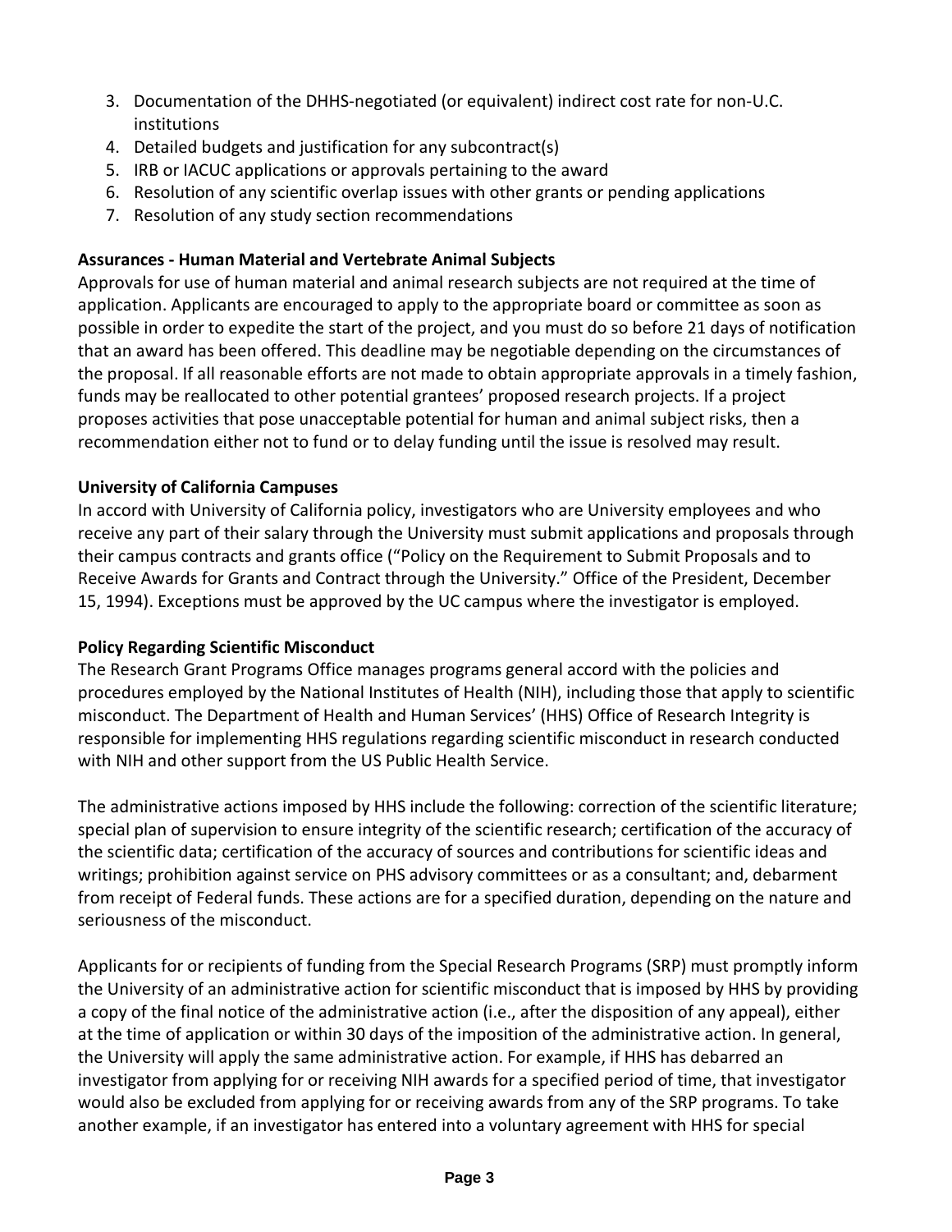3. Documentation of the DHHS-negotiated (or equivalent) indirect cost rate for non-U.C. institutions
4. Detailed budgets and justification for any subcontract(s)
5. IRB or IACUC applications or approvals pertaining to the award
6. Resolution of any scientific overlap issues with other grants or pending applications
7. Resolution of any study section recommendations

**Assurances - Human Material and Vertebrate Animal Subjects**

Approvals for use of human material and animal research subjects are not required at the time of application. Applicants are encouraged to apply to the appropriate board or committee as soon as possible in order to expedite the start of the project, and you must do so before 21 days of notification that an award has been offered. This deadline may be negotiable depending on the circumstances of the proposal. If all reasonable efforts are not made to obtain appropriate approvals in a timely fashion, funds may be reallocated to other potential grantees' proposed research projects. If a project proposes activities that pose unacceptable potential for human and animal subject risks, then a recommendation either not to fund or to delay funding until the issue is resolved may result.

**University of California Campuses**

In accord with University of California policy, investigators who are University employees and who receive any part of their salary through the University must submit applications and proposals through their campus contracts and grants office ("Policy on the Requirement to Submit Proposals and to Receive Awards for Grants and Contract through the University." Office of the President, December 15, 1994). Exceptions must be approved by the UC campus where the investigator is employed.

**Policy Regarding Scientific Misconduct**

The Research Grant Programs Office manages programs general accord with the policies and procedures employed by the National Institutes of Health (NIH), including those that apply to scientific misconduct. The Department of Health and Human Services' (HHS) Office of Research Integrity is responsible for implementing HHS regulations regarding scientific misconduct in research conducted with NIH and other support from the US Public Health Service.

The administrative actions imposed by HHS include the following: correction of the scientific literature; special plan of supervision to ensure integrity of the scientific research; certification of the accuracy of the scientific data; certification of the accuracy of sources and contributions for scientific ideas and writings; prohibition against service on PHS advisory committees or as a consultant; and, debarment from receipt of Federal funds. These actions are for a specified duration, depending on the nature and seriousness of the misconduct.

Applicants for or recipients of funding from the Special Research Programs (SRP) must promptly inform the University of an administrative action for scientific misconduct that is imposed by HHS by providing a copy of the final notice of the administrative action (i.e., after the disposition of any appeal), either at the time of application or within 30 days of the imposition of the administrative action. In general, the University will apply the same administrative action. For example, if HHS has debarred an investigator from applying for or receiving NIH awards for a specified period of time, that investigator would also be excluded from applying for or receiving awards from any of the SRP programs. To take another example, if an investigator has entered into a voluntary agreement with HHS for special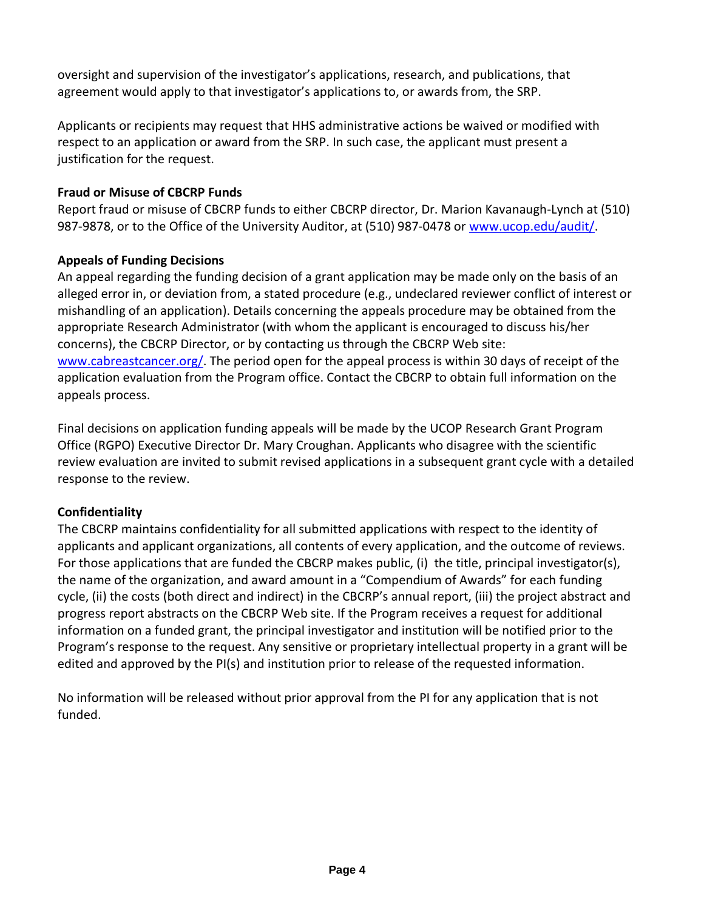oversight and supervision of the investigator's applications, research, and publications, that agreement would apply to that investigator's applications to, or awards from, the SRP.

Applicants or recipients may request that HHS administrative actions be waived or modified with respect to an application or award from the SRP. In such case, the applicant must present a justification for the request.

**Fraud or Misuse of CBCRP Funds**

Report fraud or misuse of CBCRP funds to either CBCRP director, Dr. Marion Kavanaugh-Lynch at (510) 987-9878, or to the Office of the University Auditor, at (510) 987-0478 or [www.ucop.edu/audit/](www.ucop.edu/audit/).

**Appeals of Funding Decisions**

An appeal regarding the funding decision of a grant application may be made only on the basis of an alleged error in, or deviation from, a stated procedure (e.g., undeclared reviewer conflict of interest or mishandling of an application). Details concerning the appeals procedure may be obtained from the appropriate Research Administrator (with whom the applicant is encouraged to discuss his/her concerns), the CBCRP Director, or by contacting us through the CBCRP Web site: [www.cabreastcancer.org/](www.cabreastcancer.org/). The period open for the appeal process is within 30 days of receipt of the application evaluation from the Program office. Contact the CBCRP to obtain full information on the appeals process.

Final decisions on application funding appeals will be made by the UCOP Research Grant Program Office (RGPO) Executive Director Dr. Mary Croughan. Applicants who disagree with the scientific review evaluation are invited to submit revised applications in a subsequent grant cycle with a detailed response to the review.

**Confidentiality**

The CBCRP maintains confidentiality for all submitted applications with respect to the identity of applicants and applicant organizations, all contents of every application, and the outcome of reviews. For those applications that are funded the CBCRP makes public, (i) the title, principal investigator(s), the name of the organization, and award amount in a "Compendium of Awards" for each funding cycle, (ii) the costs (both direct and indirect) in the CBCRP's annual report, (iii) the project abstract and progress report abstracts on the CBCRP Web site. If the Program receives a request for additional information on a funded grant, the principal investigator and institution will be notified prior to the Program's response to the request. Any sensitive or proprietary intellectual property in a grant will be edited and approved by the PI(s) and institution prior to release of the requested information.

No information will be released without prior approval from the PI for any application that is not funded.